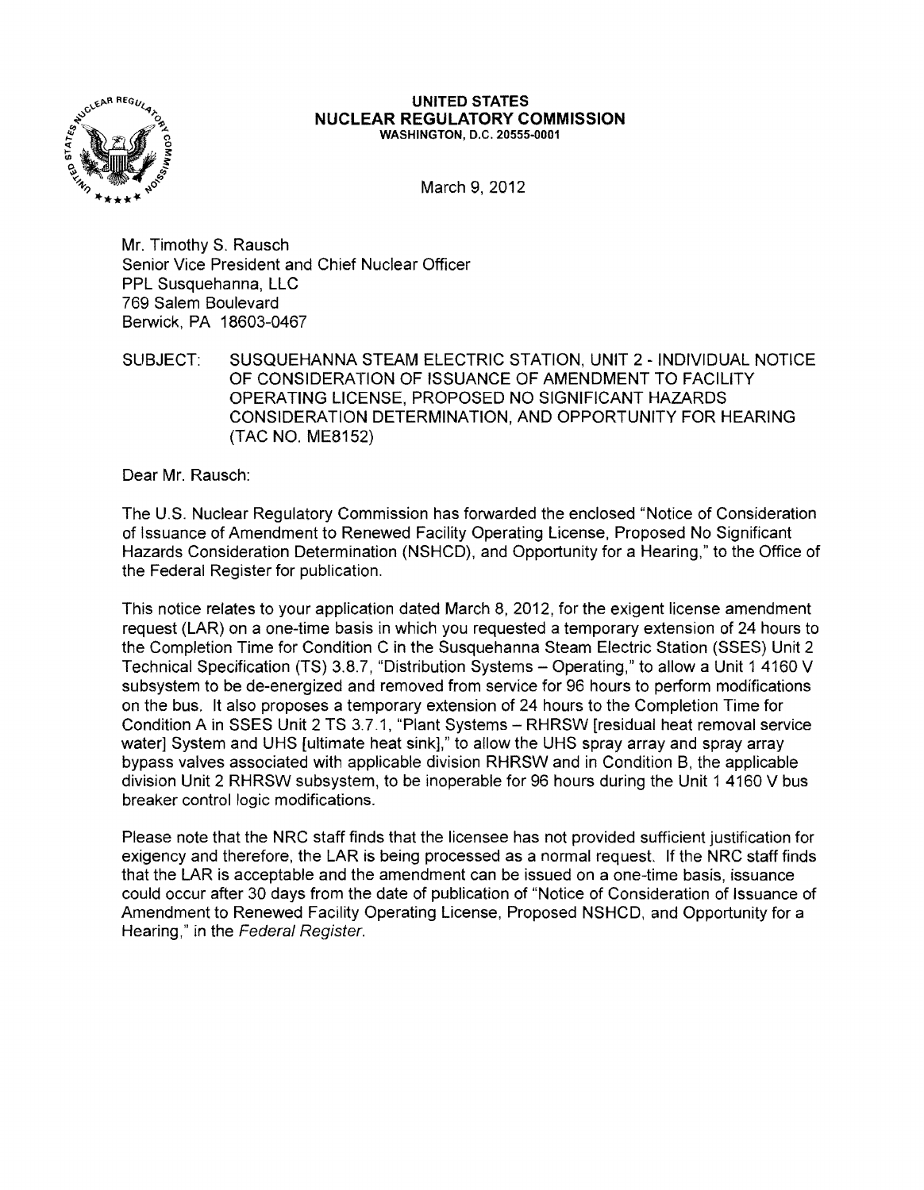**UNITED STATES**
**NUCLEAR REGULATORY COMMISSION**
WASHINGTON, D.C. 20555-0001

March 9, 2012

Mr. Timothy S. Rausch
Senior Vice President and Chief Nuclear Officer
PPL Susquehanna, LLC
769 Salem Boulevard
Berwick, PA 18603-0467

SUBJECT: SUSQUEHANNA STEAM ELECTRIC STATION, UNIT 2 - INDIVIDUAL NOTICE OF CONSIDERATION OF ISSUANCE OF AMENDMENT TO FACILITY OPERATING LICENSE, PROPOSED NO SIGNIFICANT HAZARDS CONSIDERATION DETERMINATION, AND OPPORTUNITY FOR HEARING (TAC NO. ME8152)

Dear Mr. Rausch:

The U.S. Nuclear Regulatory Commission has forwarded the enclosed "Notice of Consideration of Issuance of Amendment to Renewed Facility Operating License, Proposed No Significant Hazards Consideration Determination (NSHCD), and Opportunity for a Hearing," to the Office of the Federal Register for publication.

This notice relates to your application dated March 8, 2012, for the exigent license amendment request (LAR) on a one-time basis in which you requested a temporary extension of 24 hours to the Completion Time for Condition C in the Susquehanna Steam Electric Station (SSES) Unit 2 Technical Specification (TS) 3.8.7, "Distribution Systems – Operating," to allow a Unit 1 4160 V subsystem to be de-energized and removed from service for 96 hours to perform modifications on the bus. It also proposes a temporary extension of 24 hours to the Completion Time for Condition A in SSES Unit 2 TS 3.7.1, "Plant Systems – RHRSW [residual heat removal service water] System and UHS [ultimate heat sink]," to allow the UHS spray array and spray array bypass valves associated with applicable division RHRSW and in Condition B, the applicable division Unit 2 RHRSW subsystem, to be inoperable for 96 hours during the Unit 1 4160 V bus breaker control logic modifications.

Please note that the NRC staff finds that the licensee has not provided sufficient justification for exigency and therefore, the LAR is being processed as a normal request. If the NRC staff finds that the LAR is acceptable and the amendment can be issued on a one-time basis, issuance could occur after 30 days from the date of publication of "Notice of Consideration of Issuance of Amendment to Renewed Facility Operating License, Proposed NSHCD, and Opportunity for a Hearing," in the *Federal Register*.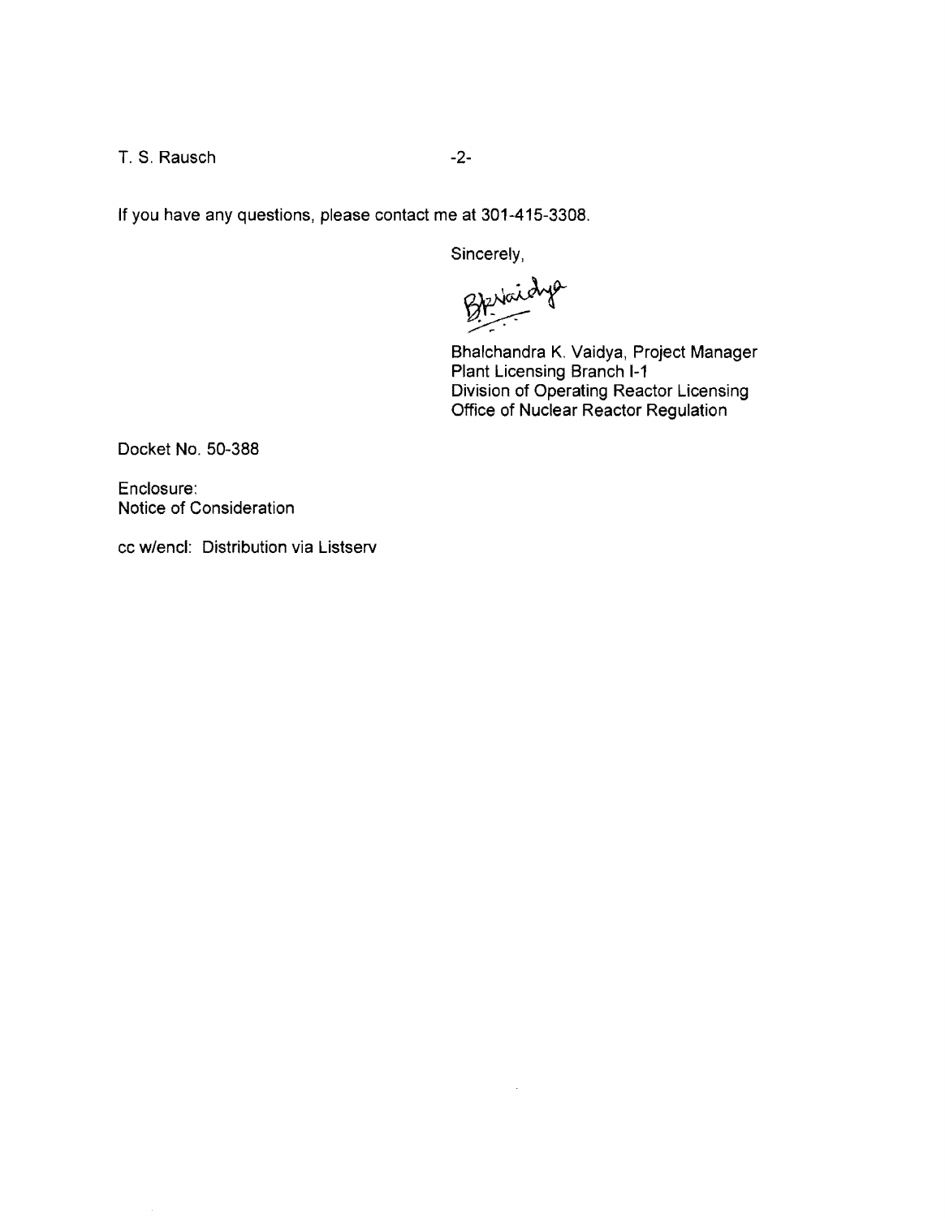If you have any questions, please contact me at 301-415-3308.

Sincerely,

Bhalchandra K. Vaidya, Project Manager
Plant Licensing Branch I-1
Division of Operating Reactor Licensing
Office of Nuclear Reactor Regulation

Docket No. 50-388

Enclosure:
Notice of Consideration

cc w/encl: Distribution via Listserv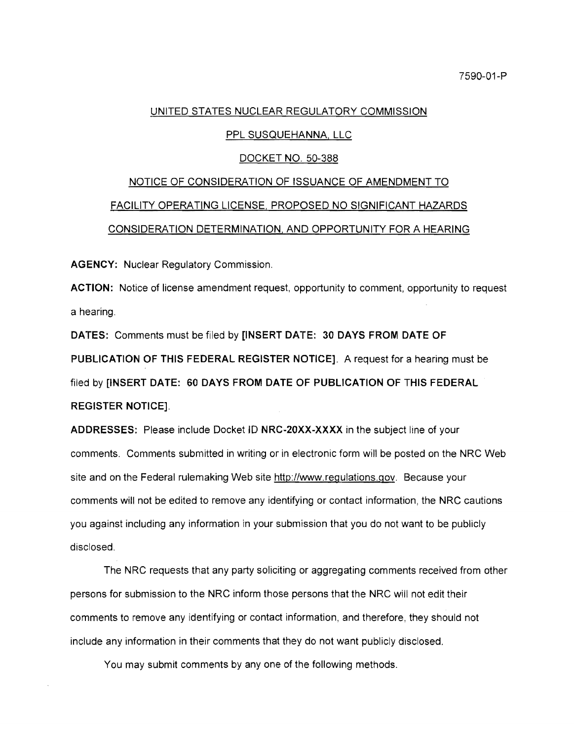7590-01-P

UNITED STATES NUCLEAR REGULATORY COMMISSION

PPL SUSQUEHANNA, LLC

DOCKET NO. 50-388

NOTICE OF CONSIDERATION OF ISSUANCE OF AMENDMENT TO FACILITY OPERATING LICENSE, PROPOSED NO SIGNIFICANT HAZARDS CONSIDERATION DETERMINATION, AND OPPORTUNITY FOR A HEARING

**AGENCY:** Nuclear Regulatory Commission.

**ACTION:** Notice of license amendment request, opportunity to comment, opportunity to request a hearing.

**DATES:** Comments must be filed by **[INSERT DATE: 30 DAYS FROM DATE OF PUBLICATION OF THIS FEDERAL REGISTER NOTICE]**. A request for a hearing must be filed by **[INSERT DATE: 60 DAYS FROM DATE OF PUBLICATION OF THIS FEDERAL REGISTER NOTICE]**.

**ADDRESSES:** Please include Docket ID **NRC-20XX-XXXX** in the subject line of your comments. Comments submitted in writing or in electronic form will be posted on the NRC Web site and on the Federal rulemaking Web site http://www.regulations.gov. Because your comments will not be edited to remove any identifying or contact information, the NRC cautions you against including any information in your submission that you do not want to be publicly disclosed.

The NRC requests that any party soliciting or aggregating comments received from other persons for submission to the NRC inform those persons that the NRC will not edit their comments to remove any identifying or contact information, and therefore, they should not include any information in their comments that they do not want publicly disclosed.

You may submit comments by any one of the following methods.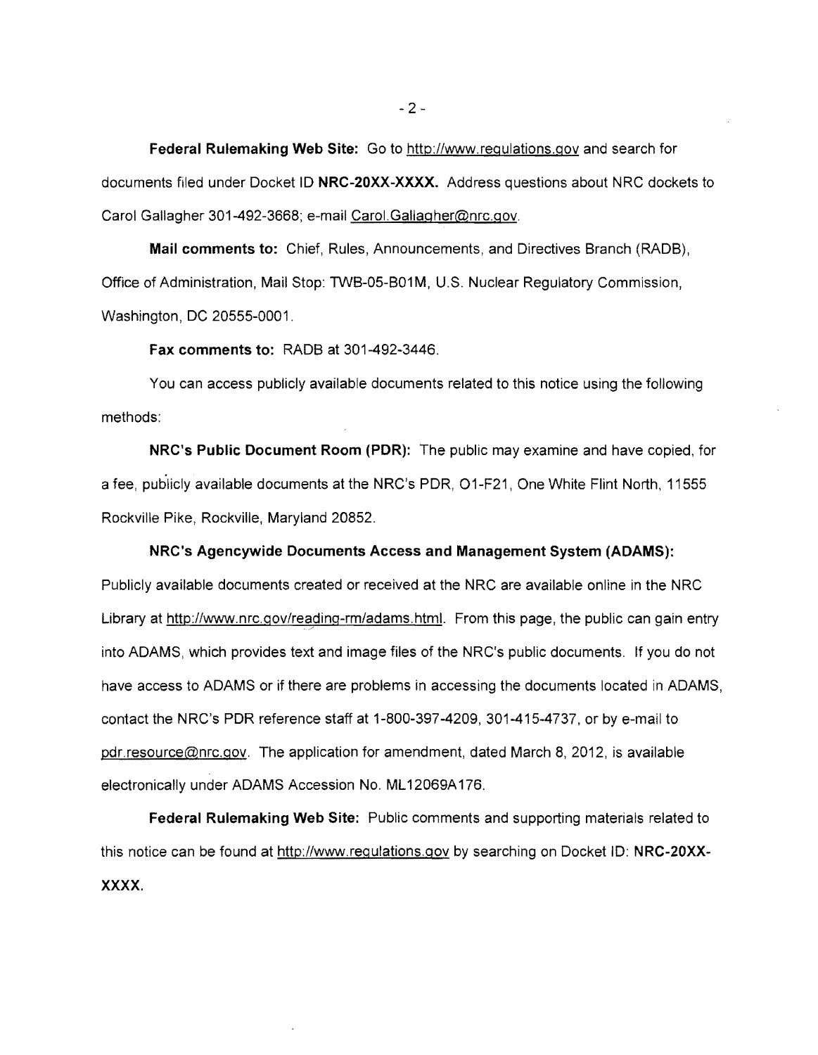**Federal Rulemaking Web Site:** Go to http://www.regulations.gov and search for documents filed under Docket ID **NRC-20XX-XXXX.** Address questions about NRC dockets to Carol Gallagher 301-492-3668; e-mail Carol.Gallagher@nrc.gov.

**Mail comments to:** Chief, Rules, Announcements, and Directives Branch (RADB), Office of Administration, Mail Stop: TWB-05-B01M, U.S. Nuclear Regulatory Commission, Washington, DC 20555-0001.

**Fax comments to:** RADB at 301-492-3446.

You can access publicly available documents related to this notice using the following methods:

**NRC's Public Document Room (PDR):** The public may examine and have copied, for a fee, publicly available documents at the NRC's PDR, O1-F21, One White Flint North, 11555 Rockville Pike, Rockville, Maryland 20852.

**NRC's Agencywide Documents Access and Management System (ADAMS):** Publicly available documents created or received at the NRC are available online in the NRC Library at http://www.nrc.gov/reading-rm/adams.html. From this page, the public can gain entry into ADAMS, which provides text and image files of the NRC's public documents. If you do not have access to ADAMS or if there are problems in accessing the documents located in ADAMS, contact the NRC's PDR reference staff at 1-800-397-4209, 301-415-4737, or by e-mail to pdr.resource@nrc.gov. The application for amendment, dated March 8, 2012, is available electronically under ADAMS Accession No. ML12069A176.

**Federal Rulemaking Web Site:** Public comments and supporting materials related to this notice can be found at http://www.regulations.gov by searching on Docket ID: **NRC-20XX-XXXX.**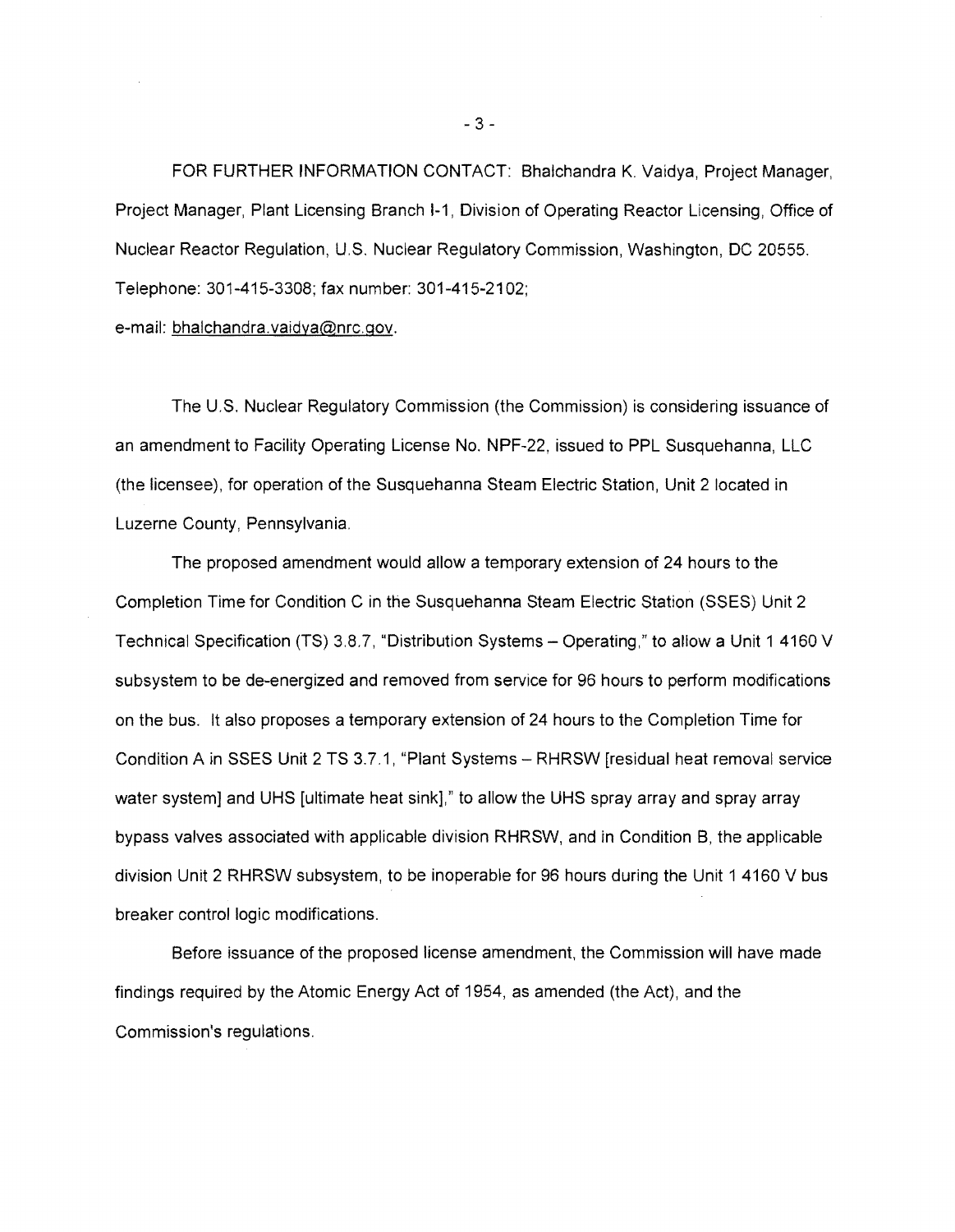FOR FURTHER INFORMATION CONTACT: Bhalchandra K. Vaidya, Project Manager, Project Manager, Plant Licensing Branch I-1, Division of Operating Reactor Licensing, Office of Nuclear Reactor Regulation, U.S. Nuclear Regulatory Commission, Washington, DC 20555. Telephone: 301-415-3308; fax number: 301-415-2102; e-mail: bhalchandra.vaidya@nrc.gov.

The U.S. Nuclear Regulatory Commission (the Commission) is considering issuance of an amendment to Facility Operating License No. NPF-22, issued to PPL Susquehanna, LLC (the licensee), for operation of the Susquehanna Steam Electric Station, Unit 2 located in Luzerne County, Pennsylvania.

The proposed amendment would allow a temporary extension of 24 hours to the Completion Time for Condition C in the Susquehanna Steam Electric Station (SSES) Unit 2 Technical Specification (TS) 3.8.7, "Distribution Systems – Operating," to allow a Unit 1 4160 V subsystem to be de-energized and removed from service for 96 hours to perform modifications on the bus. It also proposes a temporary extension of 24 hours to the Completion Time for Condition A in SSES Unit 2 TS 3.7.1, "Plant Systems – RHRSW [residual heat removal service water system] and UHS [ultimate heat sink]," to allow the UHS spray array and spray array bypass valves associated with applicable division RHRSW, and in Condition B, the applicable division Unit 2 RHRSW subsystem, to be inoperable for 96 hours during the Unit 1 4160 V bus breaker control logic modifications.

Before issuance of the proposed license amendment, the Commission will have made findings required by the Atomic Energy Act of 1954, as amended (the Act), and the Commission's regulations.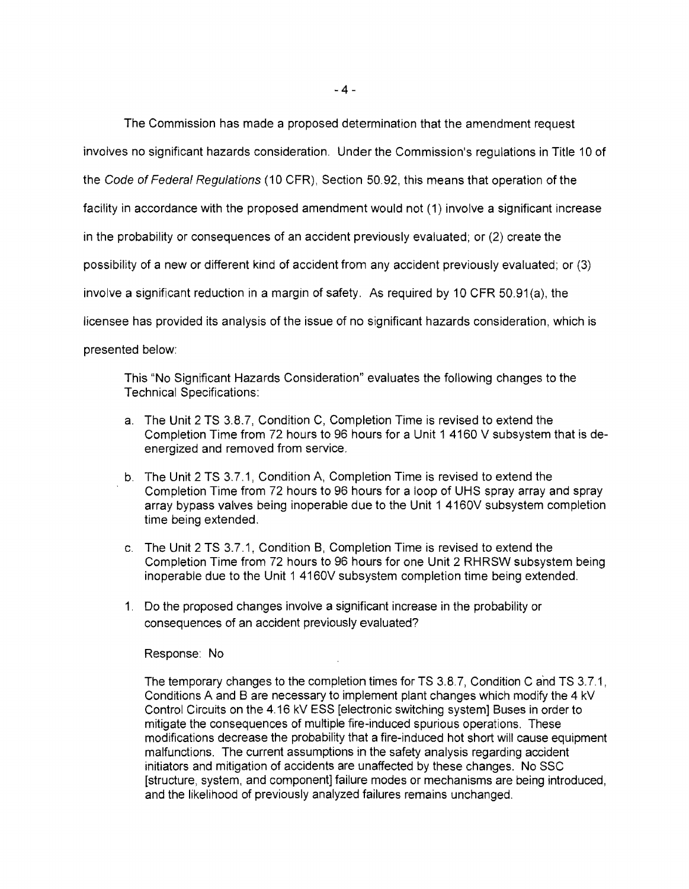The Commission has made a proposed determination that the amendment request involves no significant hazards consideration. Under the Commission's regulations in Title 10 of the *Code of Federal Regulations* (10 CFR), Section 50.92, this means that operation of the facility in accordance with the proposed amendment would not (1) involve a significant increase in the probability or consequences of an accident previously evaluated; or (2) create the possibility of a new or different kind of accident from any accident previously evaluated; or (3) involve a significant reduction in a margin of safety. As required by 10 CFR 50.91(a), the licensee has provided its analysis of the issue of no significant hazards consideration, which is presented below:

> This "No Significant Hazards Consideration" evaluates the following changes to the Technical Specifications:
>
> a. The Unit 2 TS 3.8.7, Condition C, Completion Time is revised to extend the Completion Time from 72 hours to 96 hours for a Unit 1 4160 V subsystem that is de-energized and removed from service.
>
> b. The Unit 2 TS 3.7.1, Condition A, Completion Time is revised to extend the Completion Time from 72 hours to 96 hours for a loop of UHS spray array and spray array bypass valves being inoperable due to the Unit 1 4160V subsystem completion time being extended.
>
> c. The Unit 2 TS 3.7.1, Condition B, Completion Time is revised to extend the Completion Time from 72 hours to 96 hours for one Unit 2 RHRSW subsystem being inoperable due to the Unit 1 4160V subsystem completion time being extended.
>
> 1. Do the proposed changes involve a significant increase in the probability or consequences of an accident previously evaluated?
>
> Response: No
>
> The temporary changes to the completion times for TS 3.8.7, Condition C and TS 3.7.1, Conditions A and B are necessary to implement plant changes which modify the 4 kV Control Circuits on the 4.16 kV ESS [electronic switching system] Buses in order to mitigate the consequences of multiple fire-induced spurious operations. These modifications decrease the probability that a fire-induced hot short will cause equipment malfunctions. The current assumptions in the safety analysis regarding accident initiators and mitigation of accidents are unaffected by these changes. No SSC [structure, system, and component] failure modes or mechanisms are being introduced, and the likelihood of previously analyzed failures remains unchanged.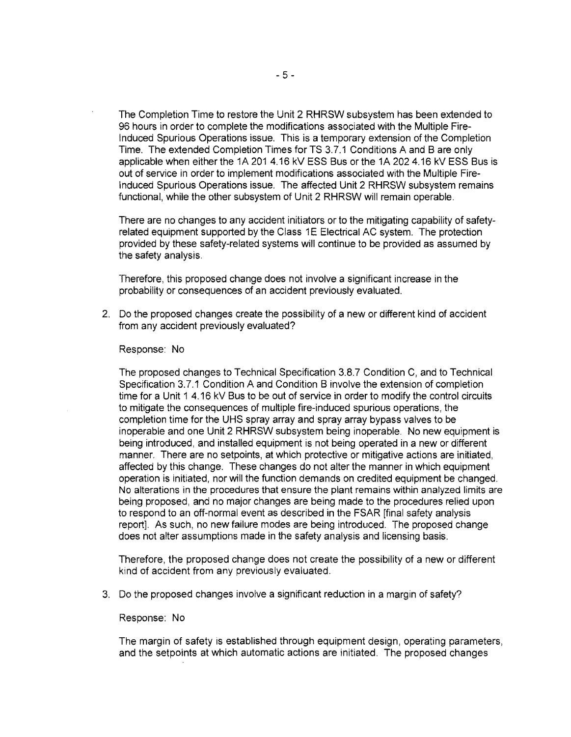The Completion Time to restore the Unit 2 RHRSW subsystem has been extended to 96 hours in order to complete the modifications associated with the Multiple Fire-Induced Spurious Operations issue. This is a temporary extension of the Completion Time. The extended Completion Times for TS 3.7.1 Conditions A and B are only applicable when either the 1A 201 4.16 kV ESS Bus or the 1A 202 4.16 kV ESS Bus is out of service in order to implement modifications associated with the Multiple Fire-Induced Spurious Operations issue. The affected Unit 2 RHRSW subsystem remains functional, while the other subsystem of Unit 2 RHRSW will remain operable.

There are no changes to any accident initiators or to the mitigating capability of safety-related equipment supported by the Class 1E Electrical AC system. The protection provided by these safety-related systems will continue to be provided as assumed by the safety analysis.

Therefore, this proposed change does not involve a significant increase in the probability or consequences of an accident previously evaluated.

2. Do the proposed changes create the possibility of a new or different kind of accident from any accident previously evaluated?

   Response: No

   The proposed changes to Technical Specification 3.8.7 Condition C, and to Technical Specification 3.7.1 Condition A and Condition B involve the extension of completion time for a Unit 1 4.16 kV Bus to be out of service in order to modify the control circuits to mitigate the consequences of multiple fire-induced spurious operations, the completion time for the UHS spray array and spray array bypass valves to be inoperable and one Unit 2 RHRSW subsystem being inoperable. No new equipment is being introduced, and installed equipment is not being operated in a new or different manner. There are no setpoints, at which protective or mitigative actions are initiated, affected by this change. These changes do not alter the manner in which equipment operation is initiated, nor will the function demands on credited equipment be changed. No alterations in the procedures that ensure the plant remains within analyzed limits are being proposed, and no major changes are being made to the procedures relied upon to respond to an off-normal event as described in the FSAR [final safety analysis report]. As such, no new failure modes are being introduced. The proposed change does not alter assumptions made in the safety analysis and licensing basis.

   Therefore, the proposed change does not create the possibility of a new or different kind of accident from any previously evaluated.

3. Do the proposed changes involve a significant reduction in a margin of safety?

   Response: No

   The margin of safety is established through equipment design, operating parameters, and the setpoints at which automatic actions are initiated. The proposed changes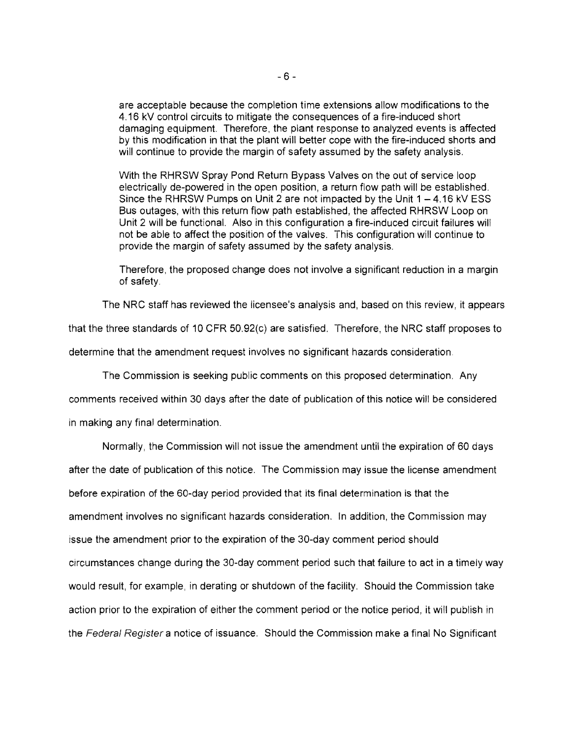are acceptable because the completion time extensions allow modifications to the 4.16 kV control circuits to mitigate the consequences of a fire-induced short damaging equipment. Therefore, the plant response to analyzed events is affected by this modification in that the plant will better cope with the fire-induced shorts and will continue to provide the margin of safety assumed by the safety analysis.

With the RHRSW Spray Pond Return Bypass Valves on the out of service loop electrically de-powered in the open position, a return flow path will be established. Since the RHRSW Pumps on Unit 2 are not impacted by the Unit 1 – 4.16 kV ESS Bus outages, with this return flow path established, the affected RHRSW Loop on Unit 2 will be functional. Also in this configuration a fire-induced circuit failures will not be able to affect the position of the valves. This configuration will continue to provide the margin of safety assumed by the safety analysis.

Therefore, the proposed change does not involve a significant reduction in a margin of safety.

The NRC staff has reviewed the licensee's analysis and, based on this review, it appears that the three standards of 10 CFR 50.92(c) are satisfied. Therefore, the NRC staff proposes to determine that the amendment request involves no significant hazards consideration.

The Commission is seeking public comments on this proposed determination. Any comments received within 30 days after the date of publication of this notice will be considered in making any final determination.

Normally, the Commission will not issue the amendment until the expiration of 60 days after the date of publication of this notice. The Commission may issue the license amendment before expiration of the 60-day period provided that its final determination is that the amendment involves no significant hazards consideration. In addition, the Commission may issue the amendment prior to the expiration of the 30-day comment period should circumstances change during the 30-day comment period such that failure to act in a timely way would result, for example, in derating or shutdown of the facility. Should the Commission take action prior to the expiration of either the comment period or the notice period, it will publish in the *Federal Register* a notice of issuance. Should the Commission make a final No Significant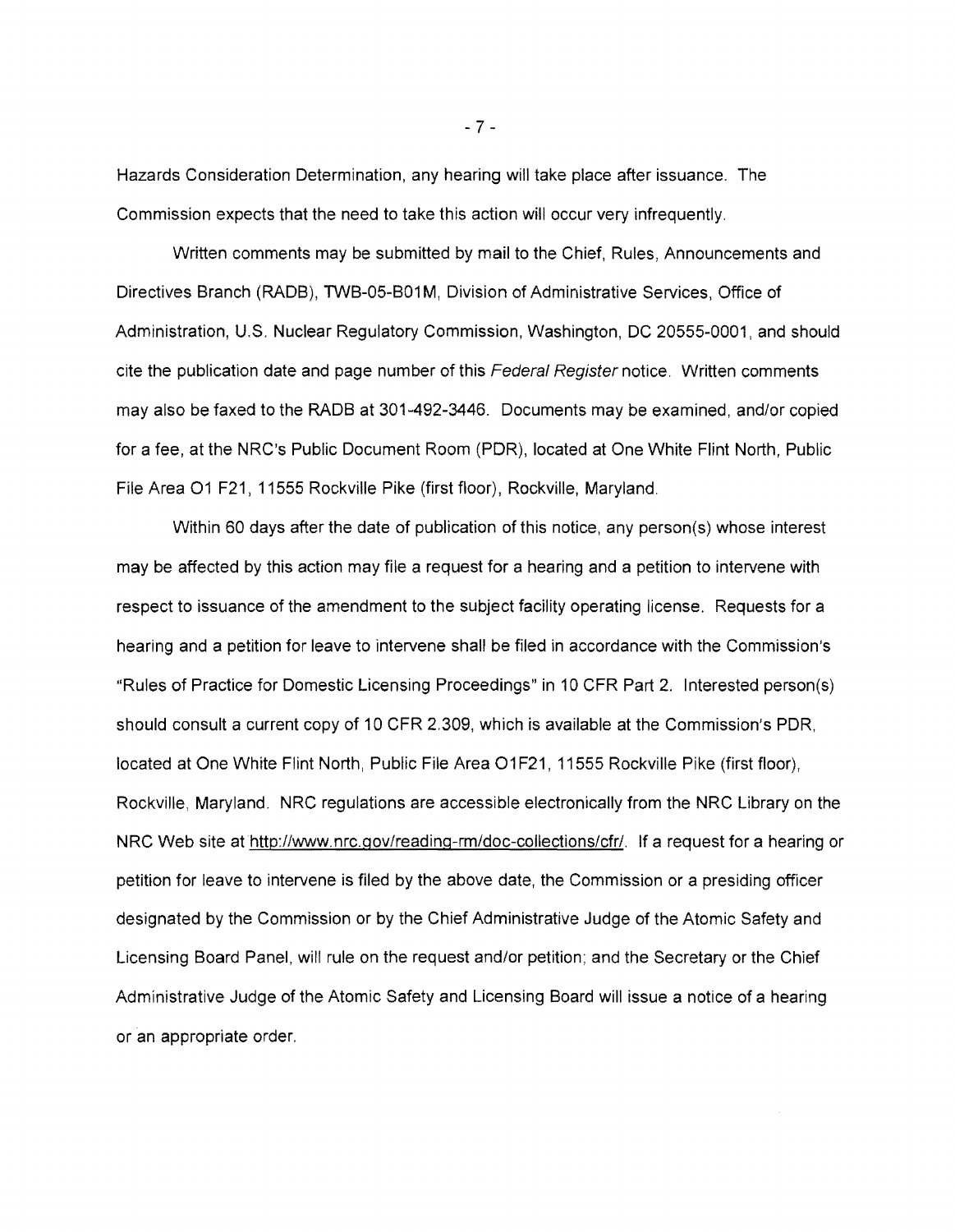Hazards Consideration Determination, any hearing will take place after issuance. The Commission expects that the need to take this action will occur very infrequently.

Written comments may be submitted by mail to the Chief, Rules, Announcements and Directives Branch (RADB), TWB-05-B01M, Division of Administrative Services, Office of Administration, U.S. Nuclear Regulatory Commission, Washington, DC 20555-0001, and should cite the publication date and page number of this *Federal Register* notice. Written comments may also be faxed to the RADB at 301-492-3446. Documents may be examined, and/or copied for a fee, at the NRC's Public Document Room (PDR), located at One White Flint North, Public File Area O1 F21, 11555 Rockville Pike (first floor), Rockville, Maryland.

Within 60 days after the date of publication of this notice, any person(s) whose interest may be affected by this action may file a request for a hearing and a petition to intervene with respect to issuance of the amendment to the subject facility operating license. Requests for a hearing and a petition for leave to intervene shall be filed in accordance with the Commission's "Rules of Practice for Domestic Licensing Proceedings" in 10 CFR Part 2. Interested person(s) should consult a current copy of 10 CFR 2.309, which is available at the Commission's PDR, located at One White Flint North, Public File Area O1F21, 11555 Rockville Pike (first floor), Rockville, Maryland. NRC regulations are accessible electronically from the NRC Library on the NRC Web site at http://www.nrc.gov/reading-rm/doc-collections/cfr/. If a request for a hearing or petition for leave to intervene is filed by the above date, the Commission or a presiding officer designated by the Commission or by the Chief Administrative Judge of the Atomic Safety and Licensing Board Panel, will rule on the request and/or petition; and the Secretary or the Chief Administrative Judge of the Atomic Safety and Licensing Board will issue a notice of a hearing or an appropriate order.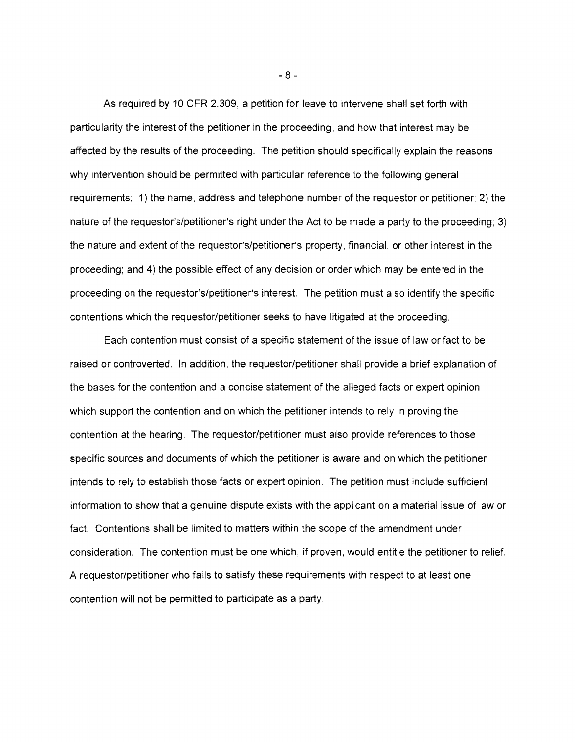As required by 10 CFR 2.309, a petition for leave to intervene shall set forth with particularity the interest of the petitioner in the proceeding, and how that interest may be affected by the results of the proceeding. The petition should specifically explain the reasons why intervention should be permitted with particular reference to the following general requirements: 1) the name, address and telephone number of the requestor or petitioner; 2) the nature of the requestor's/petitioner's right under the Act to be made a party to the proceeding; 3) the nature and extent of the requestor's/petitioner's property, financial, or other interest in the proceeding; and 4) the possible effect of any decision or order which may be entered in the proceeding on the requestor's/petitioner's interest. The petition must also identify the specific contentions which the requestor/petitioner seeks to have litigated at the proceeding.

Each contention must consist of a specific statement of the issue of law or fact to be raised or controverted. In addition, the requestor/petitioner shall provide a brief explanation of the bases for the contention and a concise statement of the alleged facts or expert opinion which support the contention and on which the petitioner intends to rely in proving the contention at the hearing. The requestor/petitioner must also provide references to those specific sources and documents of which the petitioner is aware and on which the petitioner intends to rely to establish those facts or expert opinion. The petition must include sufficient information to show that a genuine dispute exists with the applicant on a material issue of law or fact. Contentions shall be limited to matters within the scope of the amendment under consideration. The contention must be one which, if proven, would entitle the petitioner to relief. A requestor/petitioner who fails to satisfy these requirements with respect to at least one contention will not be permitted to participate as a party.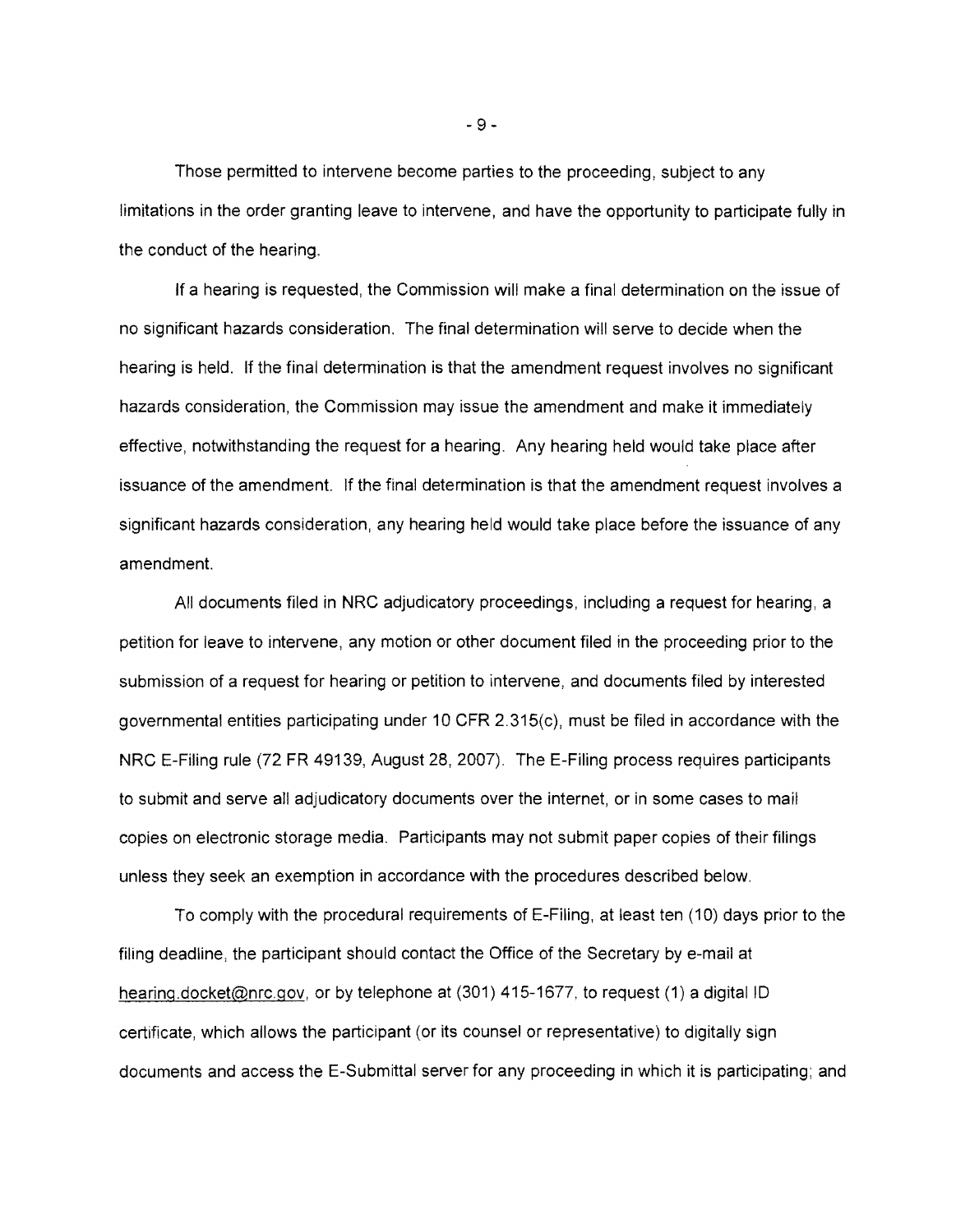Those permitted to intervene become parties to the proceeding, subject to any limitations in the order granting leave to intervene, and have the opportunity to participate fully in the conduct of the hearing.

If a hearing is requested, the Commission will make a final determination on the issue of no significant hazards consideration. The final determination will serve to decide when the hearing is held. If the final determination is that the amendment request involves no significant hazards consideration, the Commission may issue the amendment and make it immediately effective, notwithstanding the request for a hearing. Any hearing held would take place after issuance of the amendment. If the final determination is that the amendment request involves a significant hazards consideration, any hearing held would take place before the issuance of any amendment.

All documents filed in NRC adjudicatory proceedings, including a request for hearing, a petition for leave to intervene, any motion or other document filed in the proceeding prior to the submission of a request for hearing or petition to intervene, and documents filed by interested governmental entities participating under 10 CFR 2.315(c), must be filed in accordance with the NRC E-Filing rule (72 FR 49139, August 28, 2007). The E-Filing process requires participants to submit and serve all adjudicatory documents over the internet, or in some cases to mail copies on electronic storage media. Participants may not submit paper copies of their filings unless they seek an exemption in accordance with the procedures described below.

To comply with the procedural requirements of E-Filing, at least ten (10) days prior to the filing deadline, the participant should contact the Office of the Secretary by e-mail at hearing.docket@nrc.gov, or by telephone at (301) 415-1677, to request (1) a digital ID certificate, which allows the participant (or its counsel or representative) to digitally sign documents and access the E-Submittal server for any proceeding in which it is participating; and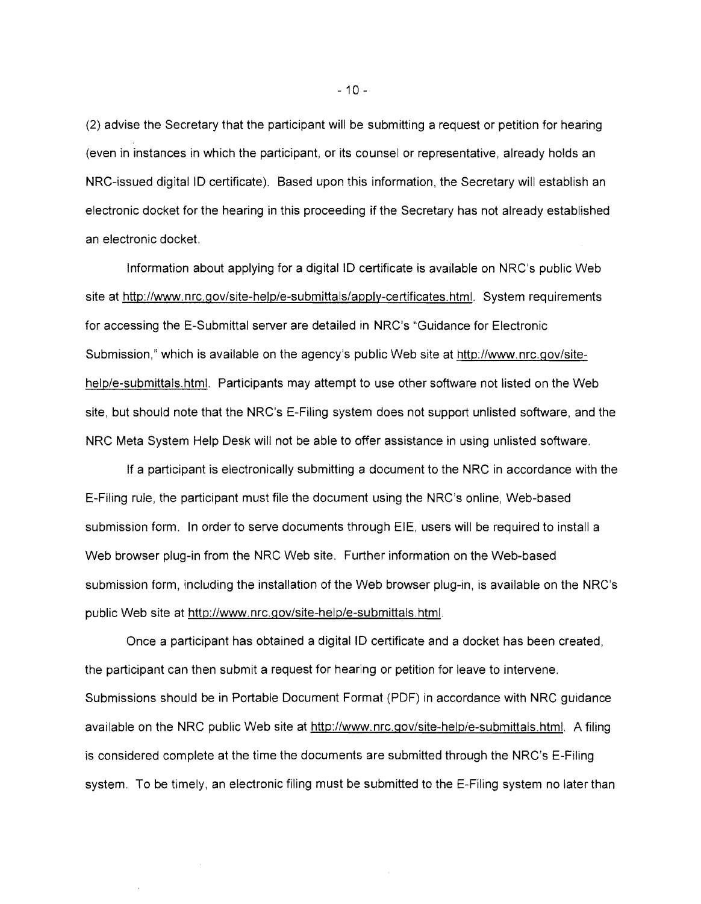(2) advise the Secretary that the participant will be submitting a request or petition for hearing (even in instances in which the participant, or its counsel or representative, already holds an NRC-issued digital ID certificate). Based upon this information, the Secretary will establish an electronic docket for the hearing in this proceeding if the Secretary has not already established an electronic docket.

Information about applying for a digital ID certificate is available on NRC's public Web site at http://www.nrc.gov/site-help/e-submittals/apply-certificates.html. System requirements for accessing the E-Submittal server are detailed in NRC's "Guidance for Electronic Submission," which is available on the agency's public Web site at http://www.nrc.gov/site-help/e-submittals.html. Participants may attempt to use other software not listed on the Web site, but should note that the NRC's E-Filing system does not support unlisted software, and the NRC Meta System Help Desk will not be able to offer assistance in using unlisted software.

If a participant is electronically submitting a document to the NRC in accordance with the E-Filing rule, the participant must file the document using the NRC's online, Web-based submission form. In order to serve documents through EIE, users will be required to install a Web browser plug-in from the NRC Web site. Further information on the Web-based submission form, including the installation of the Web browser plug-in, is available on the NRC's public Web site at http://www.nrc.gov/site-help/e-submittals.html.

Once a participant has obtained a digital ID certificate and a docket has been created, the participant can then submit a request for hearing or petition for leave to intervene. Submissions should be in Portable Document Format (PDF) in accordance with NRC guidance available on the NRC public Web site at http://www.nrc.gov/site-help/e-submittals.html. A filing is considered complete at the time the documents are submitted through the NRC's E-Filing system. To be timely, an electronic filing must be submitted to the E-Filing system no later than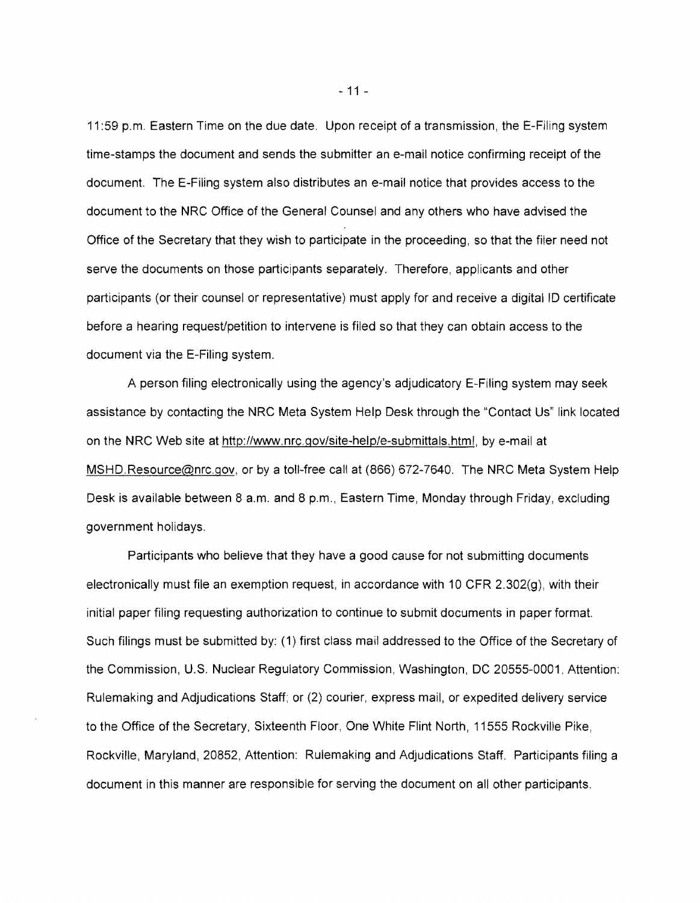11:59 p.m. Eastern Time on the due date. Upon receipt of a transmission, the E-Filing system time-stamps the document and sends the submitter an e-mail notice confirming receipt of the document. The E-Filing system also distributes an e-mail notice that provides access to the document to the NRC Office of the General Counsel and any others who have advised the Office of the Secretary that they wish to participate in the proceeding, so that the filer need not serve the documents on those participants separately. Therefore, applicants and other participants (or their counsel or representative) must apply for and receive a digital ID certificate before a hearing request/petition to intervene is filed so that they can obtain access to the document via the E-Filing system.

A person filing electronically using the agency's adjudicatory E-Filing system may seek assistance by contacting the NRC Meta System Help Desk through the "Contact Us" link located on the NRC Web site at http://www.nrc.gov/site-help/e-submittals.html, by e-mail at MSHD.Resource@nrc.gov, or by a toll-free call at (866) 672-7640. The NRC Meta System Help Desk is available between 8 a.m. and 8 p.m., Eastern Time, Monday through Friday, excluding government holidays.

Participants who believe that they have a good cause for not submitting documents electronically must file an exemption request, in accordance with 10 CFR 2.302(g), with their initial paper filing requesting authorization to continue to submit documents in paper format. Such filings must be submitted by: (1) first class mail addressed to the Office of the Secretary of the Commission, U.S. Nuclear Regulatory Commission, Washington, DC 20555-0001, Attention: Rulemaking and Adjudications Staff; or (2) courier, express mail, or expedited delivery service to the Office of the Secretary, Sixteenth Floor, One White Flint North, 11555 Rockville Pike, Rockville, Maryland, 20852, Attention: Rulemaking and Adjudications Staff. Participants filing a document in this manner are responsible for serving the document on all other participants.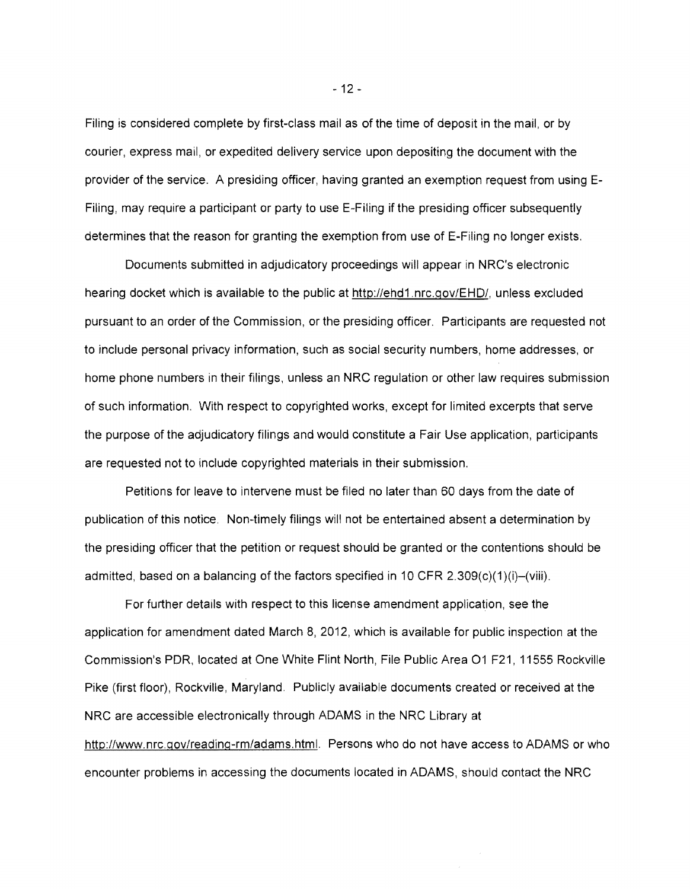Filing is considered complete by first-class mail as of the time of deposit in the mail, or by courier, express mail, or expedited delivery service upon depositing the document with the provider of the service. A presiding officer, having granted an exemption request from using E-Filing, may require a participant or party to use E-Filing if the presiding officer subsequently determines that the reason for granting the exemption from use of E-Filing no longer exists.

Documents submitted in adjudicatory proceedings will appear in NRC's electronic hearing docket which is available to the public at http://ehd1.nrc.gov/EHD/, unless excluded pursuant to an order of the Commission, or the presiding officer. Participants are requested not to include personal privacy information, such as social security numbers, home addresses, or home phone numbers in their filings, unless an NRC regulation or other law requires submission of such information. With respect to copyrighted works, except for limited excerpts that serve the purpose of the adjudicatory filings and would constitute a Fair Use application, participants are requested not to include copyrighted materials in their submission.

Petitions for leave to intervene must be filed no later than 60 days from the date of publication of this notice. Non-timely filings will not be entertained absent a determination by the presiding officer that the petition or request should be granted or the contentions should be admitted, based on a balancing of the factors specified in 10 CFR 2.309(c)(1)(i)–(viii).

For further details with respect to this license amendment application, see the application for amendment dated March 8, 2012, which is available for public inspection at the Commission's PDR, located at One White Flint North, File Public Area O1 F21, 11555 Rockville Pike (first floor), Rockville, Maryland. Publicly available documents created or received at the NRC are accessible electronically through ADAMS in the NRC Library at http://www.nrc.gov/reading-rm/adams.html. Persons who do not have access to ADAMS or who encounter problems in accessing the documents located in ADAMS, should contact the NRC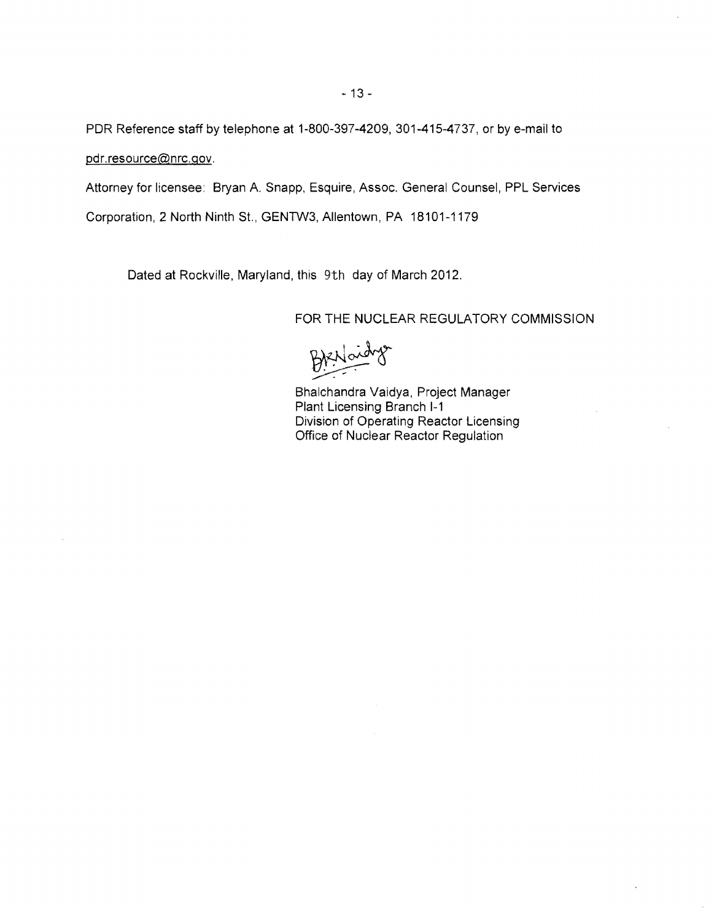PDR Reference staff by telephone at 1-800-397-4209, 301-415-4737, or by e-mail to pdr.resource@nrc.gov.

Attorney for licensee: Bryan A. Snapp, Esquire, Assoc. General Counsel, PPL Services Corporation, 2 North Ninth St., GENTW3, Allentown, PA 18101-1179

Dated at Rockville, Maryland, this 9th day of March 2012.

FOR THE NUCLEAR REGULATORY COMMISSION

Bhalchandra Vaidya, Project Manager
Plant Licensing Branch I-1
Division of Operating Reactor Licensing
Office of Nuclear Reactor Regulation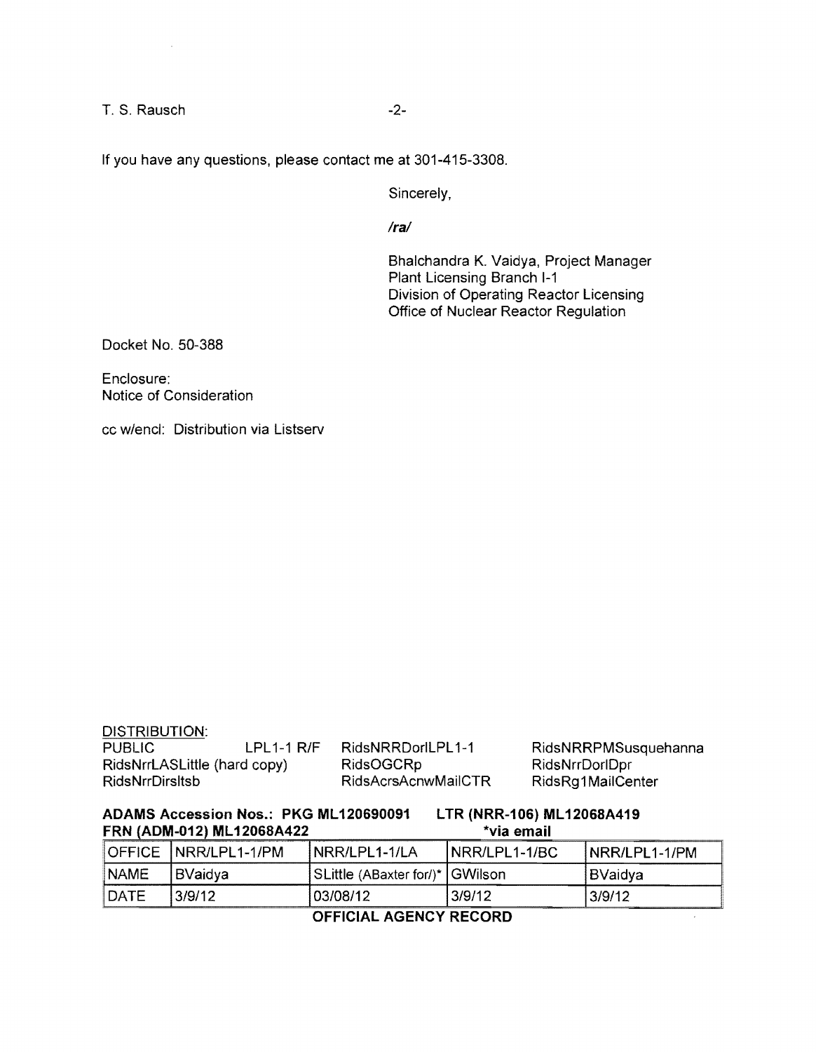If you have any questions, please contact me at 301-415-3308.

Sincerely,

*/ra/*

Bhalchandra K. Vaidya, Project Manager
Plant Licensing Branch I-1
Division of Operating Reactor Licensing
Office of Nuclear Reactor Regulation

Docket No. 50-388

Enclosure:
Notice of Consideration

cc w/encl: Distribution via Listserv

DISTRIBUTION:

| | | | |
|---|---|---|---|
| PUBLIC | LPL1-1 R/F | RidsNRRDorlLPL1-1 | RidsNRRPMSusquehanna |
| RidsNrrLASLittle (hard copy) | | RidsOGCRp | RidsNrrDorlDpr |
| RidsNrrDirsItsb | | RidsAcrsAcnwMailCTR | RidsRg1MailCenter |

**ADAMS Accession Nos.: PKG ML120690091 LTR (NRR-106) ML12068A419**
**FRN (ADM-012) ML12068A422** ***via email**

| OFFICE | NRR/LPL1-1/PM | NRR/LPL1-1/LA | NRR/LPL1-1/BC | NRR/LPL1-1/PM |
|---|---|---|---|---|
| NAME | BVaidya | SLittle (ABaxter for/)* | GWilson | BVaidya |
| DATE | 3/9/12 | 03/08/12 | 3/9/12 | 3/9/12 |

**OFFICIAL AGENCY RECORD**